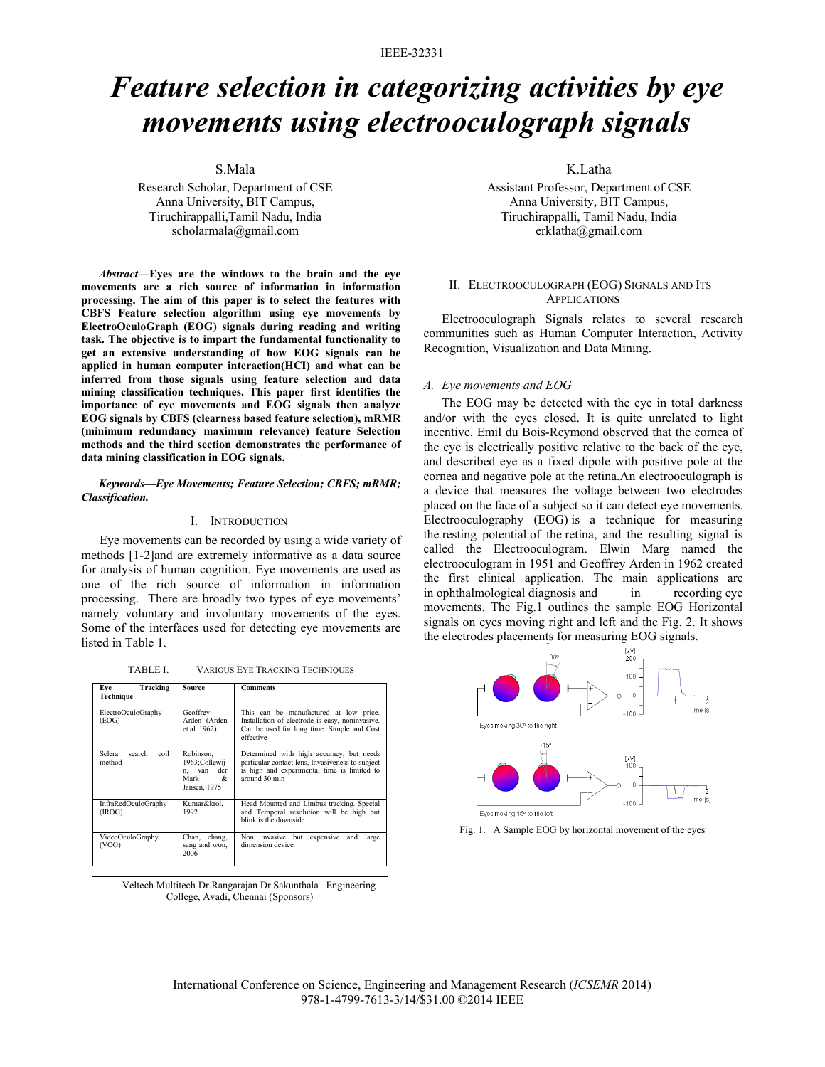# *Feature selection in categorizing activities by eye movements using electrooculograph signals*

S.Mala
Research Scholar, Department of CSE
Anna University, BIT Campus,
Tiruchirappalli,Tamil Nadu, India
scholarmala@gmail.com

K.Latha
Assistant Professor, Department of CSE
Anna University, BIT Campus,
Tiruchirappalli, Tamil Nadu, India
erklatha@gmail.com

***Abstract*—Eyes are the windows to the brain and the eye movements are a rich source of information in information processing. The aim of this paper is to select the features with CBFS Feature selection algorithm using eye movements by ElectroOculoGraph (EOG) signals during reading and writing task. The objective is to impart the fundamental functionality to get an extensive understanding of how EOG signals can be applied in human computer interaction(HCI) and what can be inferred from those signals using feature selection and data mining classification techniques. This paper first identifies the importance of eye movements and EOG signals then analyze EOG signals by CBFS (clearness based feature selection), mRMR (minimum redundancy maximum relevance) feature Selection methods and the third section demonstrates the performance of data mining classification in EOG signals.**

***Keywords—Eye Movements; Feature Selection; CBFS; mRMR; Classification.***

## I. Introduction

Eye movements can be recorded by using a wide variety of methods [1-2]and are extremely informative as a data source for analysis of human cognition. Eye movements are used as one of the rich source of information in information processing. There are broadly two types of eye movements' namely voluntary and involuntary movements of the eyes. Some of the interfaces used for detecting eye movements are listed in Table 1.

TABLE I. Various Eye Tracking Techniques

| Eye Tracking Technique | Source | Comments |
|---|---|---|
| ElectroOculoGraphy (EOG) | Geoffrey Arden (Arden et al. 1962). | This can be manufactured at low price. Installation of electrode is easy, noninvasive. Can be used for long time. Simple and Cost effective |
| Sclera search coil method | Robinson, 1963;Collewijn, van der Mark & Jansen, 1975 | Determined with high accuracy, but needs particular contact lens, Invasiveness to subject is high and experimental time is limited to around 30 min |
| InfraRedOculoGraphy (IROG) | Kumar&krol, 1992 | Head Mounted and Limbus tracking. Special and Temporal resolution will be high but blink is the downside. |
| VideoOculoGraphy (VOG) | Chan, chang, sang and won, 2006 | Non invasive but expensive and large dimension device. |

Veltech Multitech Dr.Rangarajan Dr.Sakunthala Engineering College, Avadi, Chennai (Sponsors)

## II. Electrooculograph (EOG) Signals and Its Applications

Electrooculograph Signals relates to several research communities such as Human Computer Interaction, Activity Recognition, Visualization and Data Mining.

### *A. Eye movements and EOG*

The EOG may be detected with the eye in total darkness and/or with the eyes closed. It is quite unrelated to light incentive. Emil du Bois-Reymond observed that the cornea of the eye is electrically positive relative to the back of the eye, and described eye as a fixed dipole with positive pole at the cornea and negative pole at the retina.An electrooculograph is a device that measures the voltage between two electrodes placed on the face of a subject so it can detect eye movements. Electrooculography (EOG) is a technique for measuring the resting potential of the retina, and the resulting signal is called the Electrooculogram. Elwin Marg named the electrooculogram in 1951 and Geoffrey Arden in 1962 created the first clinical application. The main applications are in ophthalmological diagnosis and in recording eye movements. The Fig.1 outlines the sample EOG Horizontal signals on eyes moving right and left and the Fig. 2. It shows the electrodes placements for measuring EOG signals.

Fig. 1. A Sample EOG by horizontal movement of the eyes[i]

International Conference on Science, Engineering and Management Research (*ICSEMR* 2014)
978-1-4799-7613-3/14/$31.00 ©2014 IEEE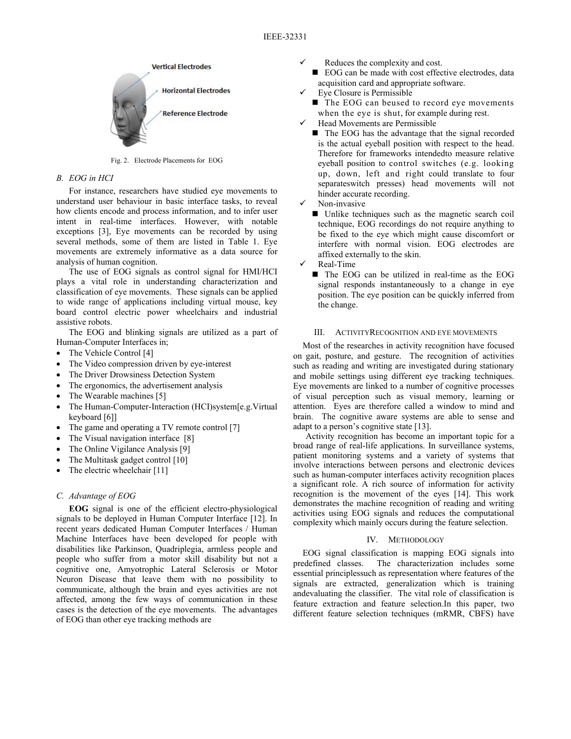Vertical Electrodes

Horizontal Electrodes

Reference Electrode

Fig. 2. Electrode Placements for EOG

### B. EOG in HCI

For instance, researchers have studied eye movements to understand user behaviour in basic interface tasks, to reveal how clients encode and process information, and to infer user intent in real-time interfaces. However, with notable exceptions [3], Eye movements can be recorded by using several methods, some of them are listed in Table 1. Eye movements are extremely informative as a data source for analysis of human cognition.

The use of EOG signals as control signal for HMI/HCI plays a vital role in understanding characterization and classification of eye movements. These signals can be applied to wide range of applications including virtual mouse, key board control electric power wheelchairs and industrial assistive robots.

The EOG and blinking signals are utilized as a part of Human-Computer Interfaces in;

- The Vehicle Control [4]
- The Video compression driven by eye-interest
- The Driver Drowsiness Detection System
- The ergonomics, the advertisement analysis
- The Wearable machines [5]
- The Human-Computer-Interaction (HCI)system[e.g.Virtual keyboard [6]]
- The game and operating a TV remote control [7]
- The Visual navigation interface [8]
- The Online Vigilance Analysis [9]
- The Multitask gadget control [10]
- The electric wheelchair [11]

### C. Advantage of EOG

**EOG** signal is one of the efficient electro-physiological signals to be deployed in Human Computer Interface [12]. In recent years dedicated Human Computer Interfaces / Human Machine Interfaces have been developed for people with disabilities like Parkinson, Quadriplegia, armless people and people who suffer from a motor skill disability but not a cognitive one, Amyotrophic Lateral Sclerosis or Motor Neuron Disease that leave them with no possibility to communicate, although the brain and eyes activities are not affected, among the few ways of communication in these cases is the detection of the eye movements. The advantages of EOG than other eye tracking methods are

- ✓ Reduces the complexity and cost.
  - ■ EOG can be made with cost effective electrodes, data acquisition card and appropriate software.
- ✓ Eye Closure is Permissible
  - ■ The EOG can beused to record eye movements when the eye is shut, for example during rest.
- ✓ Head Movements are Permissible
  - ■ The EOG has the advantage that the signal recorded is the actual eyeball position with respect to the head. Therefore for frameworks intendedto measure relative eyeball position to control switches (e.g. looking up, down, left and right could translate to four separateswitch presses) head movements will not hinder accurate recording.
- ✓ Non-invasive
  - ■ Unlike techniques such as the magnetic search coil technique, EOG recordings do not require anything to be fixed to the eye which might cause discomfort or interfere with normal vision. EOG electrodes are affixed externally to the skin.
- ✓ Real-Time
  - ■ The EOG can be utilized in real-time as the EOG signal responds instantaneously to a change in eye position. The eye position can be quickly inferred from the change.

## III. ActivityRecognition and eye movements

Most of the researches in activity recognition have focused on gait, posture, and gesture. The recognition of activities such as reading and writing are investigated during stationary and mobile settings using different eye tracking techniques. Eye movements are linked to a number of cognitive processes of visual perception such as visual memory, learning or attention. Eyes are therefore called a window to mind and brain. The cognitive aware systems are able to sense and adapt to a person's cognitive state [13].

Activity recognition has become an important topic for a broad range of real-life applications. In surveillance systems, patient monitoring systems and a variety of systems that involve interactions between persons and electronic devices such as human-computer interfaces activity recognition places a significant role. A rich source of information for activity recognition is the movement of the eyes [14]. This work demonstrates the machine recognition of reading and writing activities using EOG signals and reduces the computational complexity which mainly occurs during the feature selection.

## IV. Methodology

EOG signal classification is mapping EOG signals into predefined classes. The characterization includes some essential principlessuch as representation where features of the signals are extracted, generalization which is training andevaluating the classifier. The vital role of classification is feature extraction and feature selection.In this paper, two different feature selection techniques (mRMR, CBFS) have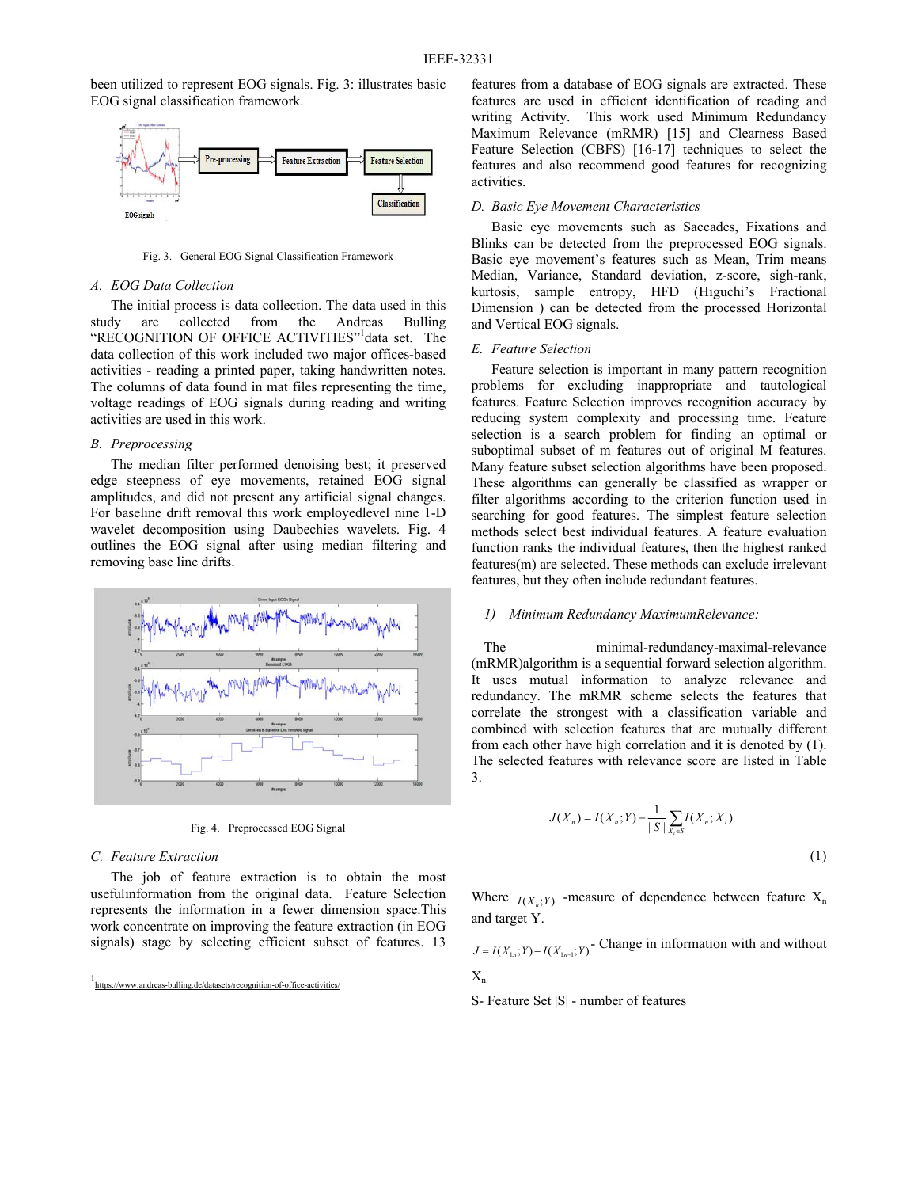been utilized to represent EOG signals. Fig. 3: illustrates basic EOG signal classification framework.

Fig. 3. General EOG Signal Classification Framework

### A. EOG Data Collection

The initial process is data collection. The data used in this study are collected from the Andreas Bulling "RECOGNITION OF OFFICE ACTIVITIES"[1] data set. The data collection of this work included two major offices-based activities - reading a printed paper, taking handwritten notes. The columns of data found in mat files representing the time, voltage readings of EOG signals during reading and writing activities are used in this work.

### B. Preprocessing

The median filter performed denoising best; it preserved edge steepness of eye movements, retained EOG signal amplitudes, and did not present any artificial signal changes. For baseline drift removal this work employedlevel nine 1-D wavelet decomposition using Daubechies wavelets. Fig. 4 outlines the EOG signal after using median filtering and removing base line drifts.

Fig. 4. Preprocessed EOG Signal

### C. Feature Extraction

The job of feature extraction is to obtain the most usefulinformation from the original data. Feature Selection represents the information in a fewer dimension space.This work concentrate on improving the feature extraction (in EOG signals) stage by selecting efficient subset of features. 13 features from a database of EOG signals are extracted. These features are used in efficient identification of reading and writing Activity. This work used Minimum Redundancy Maximum Relevance (mRMR) [15] and Clearness Based Feature Selection (CBFS) [16-17] techniques to select the features and also recommend good features for recognizing activities.

[1] https://www.andreas-bulling.de/datasets/recognition-of-office-activities/

### D. Basic Eye Movement Characteristics

Basic eye movements such as Saccades, Fixations and Blinks can be detected from the preprocessed EOG signals. Basic eye movement's features such as Mean, Trim means Median, Variance, Standard deviation, z-score, sigh-rank, kurtosis, sample entropy, HFD (Higuchi's Fractional Dimension ) can be detected from the processed Horizontal and Vertical EOG signals.

### E. Feature Selection

Feature selection is important in many pattern recognition problems for excluding inappropriate and tautological features. Feature Selection improves recognition accuracy by reducing system complexity and processing time. Feature selection is a search problem for finding an optimal or suboptimal subset of m features out of original M features. Many feature subset selection algorithms have been proposed. These algorithms can generally be classified as wrapper or filter algorithms according to the criterion function used in searching for good features. The simplest feature selection methods select best individual features. A feature evaluation function ranks the individual features, then the highest ranked features(m) are selected. These methods can exclude irrelevant features, but they often include redundant features.

#### 1) Minimum Redundancy MaximumRelevance:

The minimal-redundancy-maximal-relevance (mRMR)algorithm is a sequential forward selection algorithm. It uses mutual information to analyze relevance and redundancy. The mRMR scheme selects the features that correlate the strongest with a classification variable and combined with selection features that are mutually different from each other have high correlation and it is denoted by (1). The selected features with relevance score are listed in Table 3.

$$J(X_n) = I(X_n;Y) - \frac{1}{|S|}\sum_{X_i \in S} I(X_n;X_i) \tag{1}$$

Where $I(X_n;Y)$ -measure of dependence between feature $X_n$ and target Y.

$J = I(X_{1n};Y) - I(X_{1n-1};Y)$ - Change in information with and without $X_n$.

S- Feature Set |S| - number of features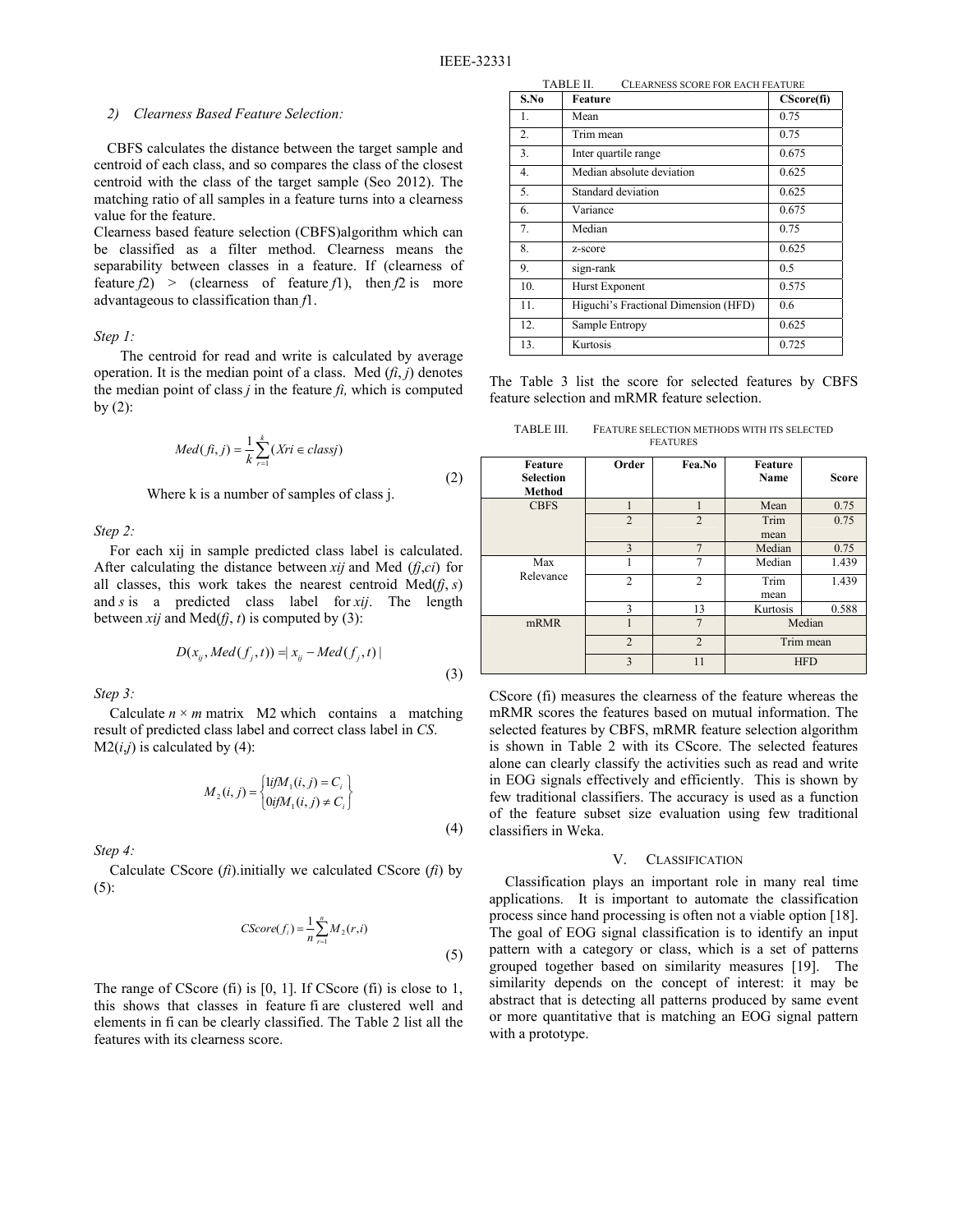*2) Clearness Based Feature Selection:*

CBFS calculates the distance between the target sample and centroid of each class, and so compares the class of the closest centroid with the class of the target sample (Seo 2012). The matching ratio of all samples in a feature turns into a clearness value for the feature.

Clearness based feature selection (CBFS)algorithm which can be classified as a filter method. Clearness means the separability between classes in a feature. If (clearness of feature *f*2) > (clearness of feature *f*1), then *f*2 is more advantageous to classification than *f*1.

*Step 1:*

The centroid for read and write is calculated by average operation. It is the median point of a class. Med (*fi*, *j*) denotes the median point of class *j* in the feature *fi,* which is computed by (2):

$$Med(fi, j) = \frac{1}{k}\sum_{r=1}^{k}(Xri \in classj) \tag{2}$$

Where k is a number of samples of class j.

*Step 2:*

For each xij in sample predicted class label is calculated. After calculating the distance between *xij* and Med (*fj*,*ci*) for all classes, this work takes the nearest centroid Med(*fj*, *s*) and *s* is a predicted class label for *xij*. The length between *xij* and Med(*fj*, *t*) is computed by (3):

$$D(x_{ij}, Med(f_j, t)) = | x_{ij} - Med(f_j, t) | \tag{3}$$

*Step 3:*

Calculate *n* × *m* matrix M2 which contains a matching result of predicted class label and correct class label in *CS*. M2(*i*,*j*) is calculated by (4):

$$M_2(i, j) = \begin{cases} 1 if M_1(i, j) = C_i \\ 0 if M_1(i, j) \neq C_i \end{cases} \tag{4}$$

*Step 4:*

Calculate CScore (*fi*).initially we calculated CScore (*fi*) by (5):

$$CScore(f_i) = \frac{1}{n}\sum_{r=1}^{n} M_2(r,i) \tag{5}$$

The range of CScore (fi) is [0, 1]. If CScore (fi) is close to 1, this shows that classes in feature fi are clustered well and elements in fi can be clearly classified. The Table 2 list all the features with its clearness score.

TABLE II. CLEARNESS SCORE FOR EACH FEATURE

| S.No | Feature | CScore(fi) |
|---|---|---|
| 1. | Mean | 0.75 |
| 2. | Trim mean | 0.75 |
| 3. | Inter quartile range | 0.675 |
| 4. | Median absolute deviation | 0.625 |
| 5. | Standard deviation | 0.625 |
| 6. | Variance | 0.675 |
| 7. | Median | 0.75 |
| 8. | z-score | 0.625 |
| 9. | sign-rank | 0.5 |
| 10. | Hurst Exponent | 0.575 |
| 11. | Higuchi's Fractional Dimension (HFD) | 0.6 |
| 12. | Sample Entropy | 0.625 |
| 13. | Kurtosis | 0.725 |

The Table 3 list the score for selected features by CBFS feature selection and mRMR feature selection.

TABLE III. FEATURE SELECTION METHODS WITH ITS SELECTED FEATURES

| Feature Selection Method | Order | Fea.No | Feature Name | Score |
|---|---|---|---|---|
| CBFS | 1 | 1 | Mean | 0.75 |
| | 2 | 2 | Trim mean | 0.75 |
| | 3 | 7 | Median | 0.75 |
| Max Relevance | 1 | 7 | Median | 1.439 |
| | 2 | 2 | Trim mean | 1.439 |
| | 3 | 13 | Kurtosis | 0.588 |
| mRMR | 1 | 7 | Median | |
| | 2 | 2 | Trim mean | |
| | 3 | 11 | HFD | |

CScore (fi) measures the clearness of the feature whereas the mRMR scores the features based on mutual information. The selected features by CBFS, mRMR feature selection algorithm is shown in Table 2 with its CScore. The selected features alone can clearly classify the activities such as read and write in EOG signals effectively and efficiently. This is shown by few traditional classifiers. The accuracy is used as a function of the feature subset size evaluation using few traditional classifiers in Weka.

## V. CLASSIFICATION

Classification plays an important role in many real time applications. It is important to automate the classification process since hand processing is often not a viable option [18]. The goal of EOG signal classification is to identify an input pattern with a category or class, which is a set of patterns grouped together based on similarity measures [19]. The similarity depends on the concept of interest: it may be abstract that is detecting all patterns produced by same event or more quantitative that is matching an EOG signal pattern with a prototype.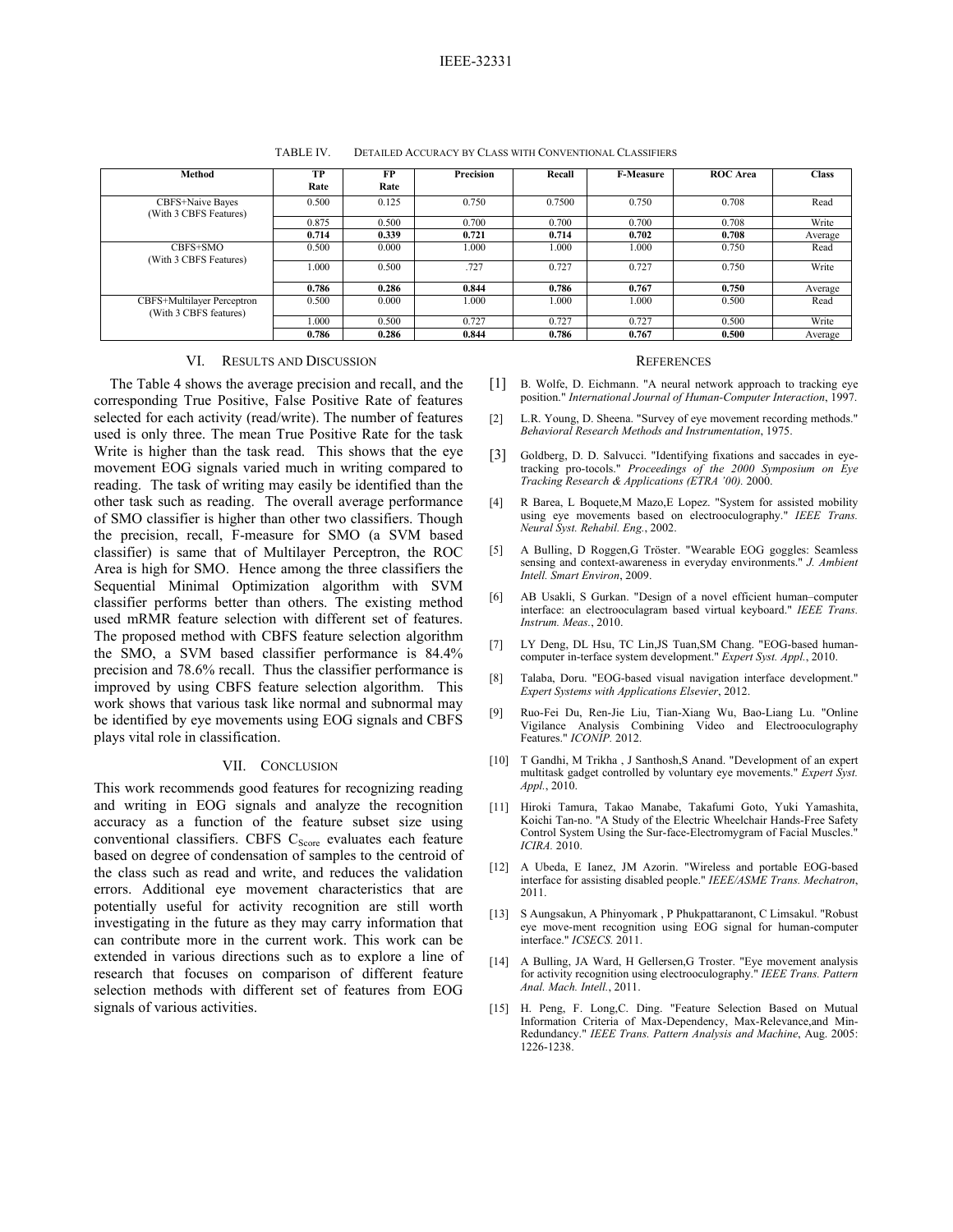TABLE IV. DETAILED ACCURACY BY CLASS WITH CONVENTIONAL CLASSIFIERS

| Method | TP Rate | FP Rate | Precision | Recall | F-Measure | ROC Area | Class |
|---|---|---|---|---|---|---|---|
| CBFS+Naive Bayes (With 3 CBFS Features) | 0.500 | 0.125 | 0.750 | 0.7500 | 0.750 | 0.708 | Read |
| | 0.875 | 0.500 | 0.700 | 0.700 | 0.700 | 0.708 | Write |
| | **0.714** | **0.339** | **0.721** | **0.714** | **0.702** | **0.708** | Average |
| CBFS+SMO (With 3 CBFS Features) | 0.500 | 0.000 | 1.000 | 1.000 | 1.000 | 0.750 | Read |
| | 1.000 | 0.500 | .727 | 0.727 | 0.727 | 0.750 | Write |
| | **0.786** | **0.286** | **0.844** | **0.786** | **0.767** | **0.750** | Average |
| CBFS+Multilayer Perceptron (With 3 CBFS features) | 0.500 | 0.000 | 1.000 | 1.000 | 1.000 | 0.500 | Read |
| | 1.000 | 0.500 | 0.727 | 0.727 | 0.727 | 0.500 | Write |
| | **0.786** | **0.286** | **0.844** | **0.786** | **0.767** | **0.500** | Average |

## VI. RESULTS AND DISCUSSION

The Table 4 shows the average precision and recall, and the corresponding True Positive, False Positive Rate of features selected for each activity (read/write). The number of features used is only three. The mean True Positive Rate for the task Write is higher than the task read. This shows that the eye movement EOG signals varied much in writing compared to reading. The task of writing may easily be identified than the other task such as reading. The overall average performance of SMO classifier is higher than other two classifiers. Though the precision, recall, F-measure for SMO (a SVM based classifier) is same that of Multilayer Perceptron, the ROC Area is high for SMO. Hence among the three classifiers the Sequential Minimal Optimization algorithm with SVM classifier performs better than others. The existing method used mRMR feature selection with different set of features. The proposed method with CBFS feature selection algorithm the SMO, a SVM based classifier performance is 84.4% precision and 78.6% recall. Thus the classifier performance is improved by using CBFS feature selection algorithm. This work shows that various task like normal and subnormal may be identified by eye movements using EOG signals and CBFS plays vital role in classification.

## VII. CONCLUSION

This work recommends good features for recognizing reading and writing in EOG signals and analyze the recognition accuracy as a function of the feature subset size using conventional classifiers. CBFS $C_{Score}$ evaluates each feature based on degree of condensation of samples to the centroid of the class such as read and write, and reduces the validation errors. Additional eye movement characteristics that are potentially useful for activity recognition are still worth investigating in the future as they may carry information that can contribute more in the current work. This work can be extended in various directions such as to explore a line of research that focuses on comparison of different feature selection methods with different set of features from EOG signals of various activities.

## REFERENCES

[1] B. Wolfe, D. Eichmann. "A neural network approach to tracking eye position." *International Journal of Human-Computer Interaction*, 1997.

[2] L.R. Young, D. Sheena. "Survey of eye movement recording methods." *Behavioral Research Methods and Instrumentation*, 1975.

[3] Goldberg, D. D. Salvucci. "Identifying fixations and saccades in eye-tracking pro-tocols." *Proceedings of the 2000 Symposium on Eye Tracking Research & Applications (ETRA '00).* 2000.

[4] R Barea, L Boquete,M Mazo,E Lopez. "System for assisted mobility using eye movements based on electrooculography." *IEEE Trans. Neural Syst. Rehabil. Eng.*, 2002.

[5] A Bulling, D Roggen,G Tröster. "Wearable EOG goggles: Seamless sensing and context-awareness in everyday environments." *J. Ambient Intell. Smart Environ*, 2009.

[6] AB Usakli, S Gurkan. "Design of a novel efficient human–computer interface: an electrooculagram based virtual keyboard." *IEEE Trans. Instrum. Meas.*, 2010.

[7] LY Deng, DL Hsu, TC Lin,JS Tuan,SM Chang. "EOG-based human-computer in-terface system development." *Expert Syst. Appl.*, 2010.

[8] Talaba, Doru. "EOG-based visual navigation interface development." *Expert Systems with Applications Elsevier*, 2012.

[9] Ruo-Fei Du, Ren-Jie Liu, Tian-Xiang Wu, Bao-Liang Lu. "Online Vigilance Analysis Combining Video and Electrooculography Features." *ICONIP.* 2012.

[10] T Gandhi, M Trikha , J Santhosh,S Anand. "Development of an expert multitask gadget controlled by voluntary eye movements." *Expert Syst. Appl.*, 2010.

[11] Hiroki Tamura, Takao Manabe, Takafumi Goto, Yuki Yamashita, Koichi Tan-no. "A Study of the Electric Wheelchair Hands-Free Safety Control System Using the Sur-face-Electromygram of Facial Muscles." *ICIRA.* 2010.

[12] A Ubeda, E Ianez, JM Azorin. "Wireless and portable EOG-based interface for assisting disabled people." *IEEE/ASME Trans. Mechatron*, 2011.

[13] S Aungsakun, A Phinyomark , P Phukpattaranont, C Limsakul. "Robust eye move-ment recognition using EOG signal for human-computer interface." *ICSECS.* 2011.

[14] A Bulling, JA Ward, H Gellersen,G Troster. "Eye movement analysis for activity recognition using electrooculography." *IEEE Trans. Pattern Anal. Mach. Intell.*, 2011.

[15] H. Peng, F. Long,C. Ding. "Feature Selection Based on Mutual Information Criteria of Max-Dependency, Max-Relevance,and Min-Redundancy." *IEEE Trans. Pattern Analysis and Machine*, Aug. 2005: 1226-1238.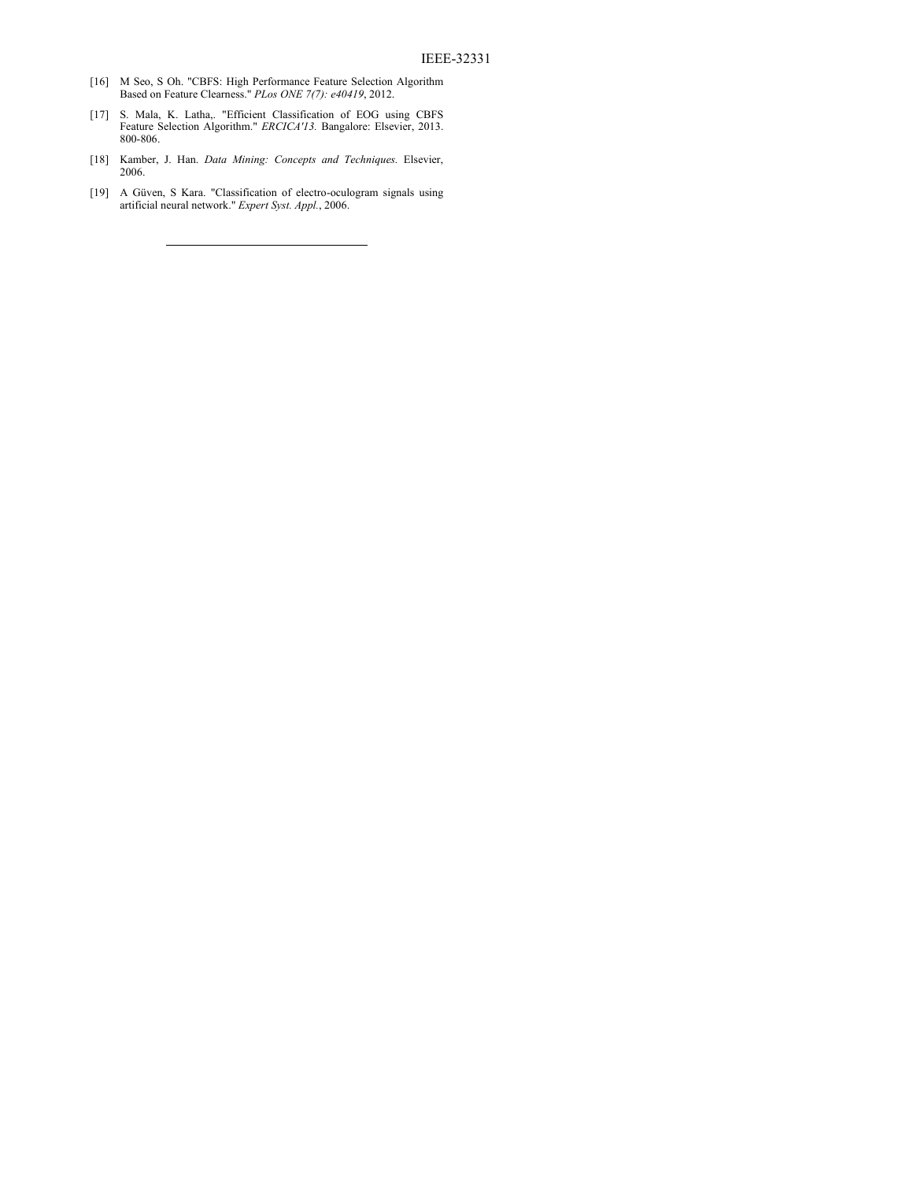[16] M Seo, S Oh. "CBFS: High Performance Feature Selection Algorithm Based on Feature Clearness." *PLos ONE 7(7): e40419*, 2012.

[17] S. Mala, K. Latha,. "Efficient Classification of EOG using CBFS Feature Selection Algorithm." *ERCICA'13.* Bangalore: Elsevier, 2013. 800-806.

[18] Kamber, J. Han. *Data Mining: Concepts and Techniques.* Elsevier, 2006.

[19] A Güven, S Kara. "Classification of electro-oculogram signals using artificial neural network." *Expert Syst. Appl.*, 2006.